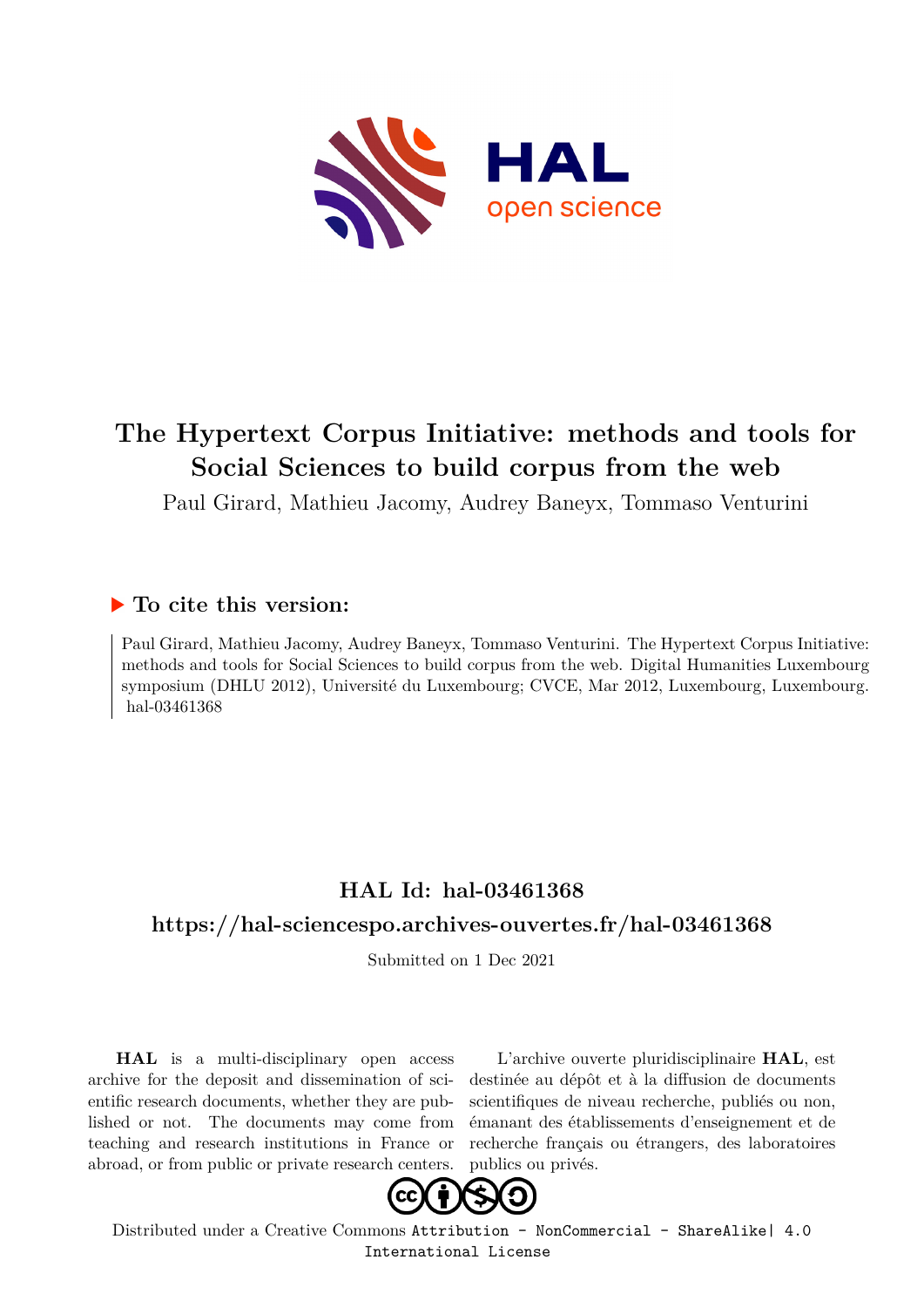# The Hypertext Corpus Initiative: methods and tools for Social Sciences to build corpus from the web

Paul Girard, Mathieu Jacomy, Audrey Baneyx, Tommaso Venturini

## ▶ To cite this version:

Paul Girard, Mathieu Jacomy, Audrey Baneyx, Tommaso Venturini. The Hypertext Corpus Initiative: methods and tools for Social Sciences to build corpus from the web. Digital Humanities Luxembourg symposium (DHLU 2012), Université du Luxembourg; CVCE, Mar 2012, Luxembourg, Luxembourg. hal-03461368

## HAL Id: hal-03461368

## https://hal-sciencespo.archives-ouvertes.fr/hal-03461368

Submitted on 1 Dec 2021

**HAL** is a multi-disciplinary open access archive for the deposit and dissemination of scientific research documents, whether they are published or not. The documents may come from teaching and research institutions in France or abroad, or from public or private research centers.

L'archive ouverte pluridisciplinaire **HAL**, est destinée au dépôt et à la diffusion de documents scientifiques de niveau recherche, publiés ou non, émanant des établissements d'enseignement et de recherche français ou étrangers, des laboratoires publics ou privés.

Distributed under a Creative Commons Attribution - NonCommercial - ShareAlike| 4.0 International License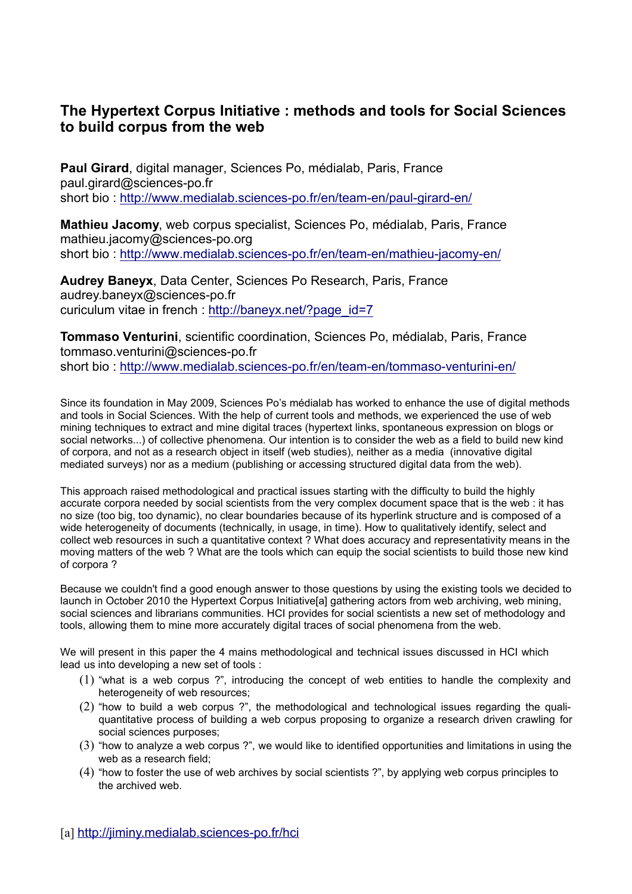# The Hypertext Corpus Initiative : methods and tools for Social Sciences to build corpus from the web

**Paul Girard**, digital manager, Sciences Po, médialab, Paris, France
paul.girard@sciences-po.fr
short bio : http://www.medialab.sciences-po.fr/en/team-en/paul-girard-en/

**Mathieu Jacomy**, web corpus specialist, Sciences Po, médialab, Paris, France
mathieu.jacomy@sciences-po.org
short bio : http://www.medialab.sciences-po.fr/en/team-en/mathieu-jacomy-en/

**Audrey Baneyx**, Data Center, Sciences Po Research, Paris, France
audrey.baneyx@sciences-po.fr
curiculum vitae in french : http://baneyx.net/?page_id=7

**Tommaso Venturini**, scientific coordination, Sciences Po, médialab, Paris, France
tommaso.venturini@sciences-po.fr
short bio : http://www.medialab.sciences-po.fr/en/team-en/tommaso-venturini-en/

Since its foundation in May 2009, Sciences Po's médialab has worked to enhance the use of digital methods and tools in Social Sciences. With the help of current tools and methods, we experienced the use of web mining techniques to extract and mine digital traces (hypertext links, spontaneous expression on blogs or social networks...) of collective phenomena. Our intention is to consider the web as a field to build new kind of corpora, and not as a research object in itself (web studies), neither as a media (innovative digital mediated surveys) nor as a medium (publishing or accessing structured digital data from the web).

This approach raised methodological and practical issues starting with the difficulty to build the highly accurate corpora needed by social scientists from the very complex document space that is the web : it has no size (too big, too dynamic), no clear boundaries because of its hyperlink structure and is composed of a wide heterogeneity of documents (technically, in usage, in time). How to qualitatively identify, select and collect web resources in such a quantitative context ? What does accuracy and representativity means in the moving matters of the web ? What are the tools which can equip the social scientists to build those new kind of corpora ?

Because we couldn't find a good enough answer to those questions by using the existing tools we decided to launch in October 2010 the Hypertext Corpus Initiative[a] gathering actors from web archiving, web mining, social sciences and librarians communities. HCI provides for social scientists a new set of methodology and tools, allowing them to mine more accurately digital traces of social phenomena from the web.

We will present in this paper the 4 mains methodological and technical issues discussed in HCI which lead us into developing a new set of tools :

(1) "what is a web corpus ?", introducing the concept of web entities to handle the complexity and heterogeneity of web resources;

(2) "how to build a web corpus ?", the methodological and technological issues regarding the quali-quantitative process of building a web corpus proposing to organize a research driven crawling for social sciences purposes;

(3) "how to analyze a web corpus ?", we would like to identified opportunities and limitations in using the web as a research field;

(4) "how to foster the use of web archives by social scientists ?", by applying web corpus principles to the archived web.

[a] http://jiminy.medialab.sciences-po.fr/hci